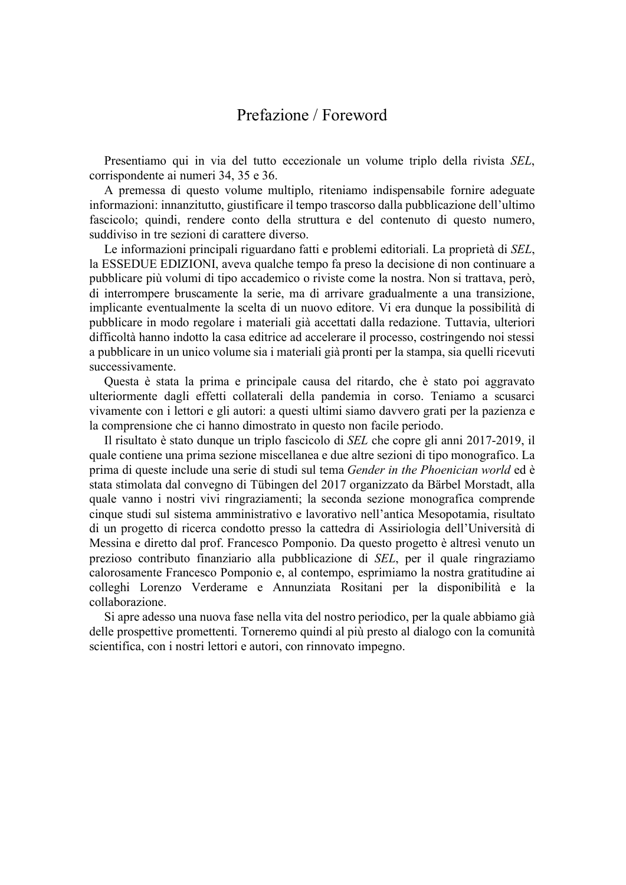# Prefazione / Foreword

Presentiamo qui in via del tutto eccezionale un volume triplo della rivista *SEL*, corrispondente ai numeri 34, 35 e 36.

A premessa di questo volume multiplo, riteniamo indispensabile fornire adeguate informazioni: innanzitutto, giustificare il tempo trascorso dalla pubblicazione dell'ultimo fascicolo; quindi, rendere conto della struttura e del contenuto di questo numero, suddiviso in tre sezioni di carattere diverso.

Le informazioni principali riguardano fatti e problemi editoriali. La proprietà di *SEL*, la ESSEDUE EDIZIONI, aveva qualche tempo fa preso la decisione di non continuare a pubblicare più volumi di tipo accademico o riviste come la nostra. Non si trattava, però, di interrompere bruscamente la serie, ma di arrivare gradualmente a una transizione, implicante eventualmente la scelta di un nuovo editore. Vi era dunque la possibilità di pubblicare in modo regolare i materiali già accettati dalla redazione. Tuttavia, ulteriori difficoltà hanno indotto la casa editrice ad accelerare il processo, costringendo noi stessi a pubblicare in un unico volume sia i materiali già pronti per la stampa, sia quelli ricevuti successivamente.

Questa è stata la prima e principale causa del ritardo, che è stato poi aggravato ulteriormente dagli effetti collaterali della pandemia in corso. Teniamo a scusarci vivamente con i lettori e gli autori: a questi ultimi siamo davvero grati per la pazienza e la comprensione che ci hanno dimostrato in questo non facile periodo.

Il risultato è stato dunque un triplo fascicolo di *SEL* che copre gli anni 2017-2019, il quale contiene una prima sezione miscellanea e due altre sezioni di tipo monografico. La prima di queste include una serie di studi sul tema *Gender in the Phoenician world* ed è stata stimolata dal convegno di Tübingen del 2017 organizzato da Bärbel Morstadt, alla quale vanno i nostri vivi ringraziamenti; la seconda sezione monografica comprende cinque studi sul sistema amministrativo e lavorativo nell'antica Mesopotamia, risultato di un progetto di ricerca condotto presso la cattedra di Assiriologia dell'Università di Messina e diretto dal prof. Francesco Pomponio. Da questo progetto è altresì venuto un prezioso contributo finanziario alla pubblicazione di *SEL*, per il quale ringraziamo calorosamente Francesco Pomponio e, al contempo, esprimiamo la nostra gratitudine ai colleghi Lorenzo Verderame e Annunziata Rositani per la disponibilità e la collaborazione.

Si apre adesso una nuova fase nella vita del nostro periodico, per la quale abbiamo già delle prospettive promettenti. Torneremo quindi al più presto al dialogo con la comunità scientifica, con i nostri lettori e autori, con rinnovato impegno.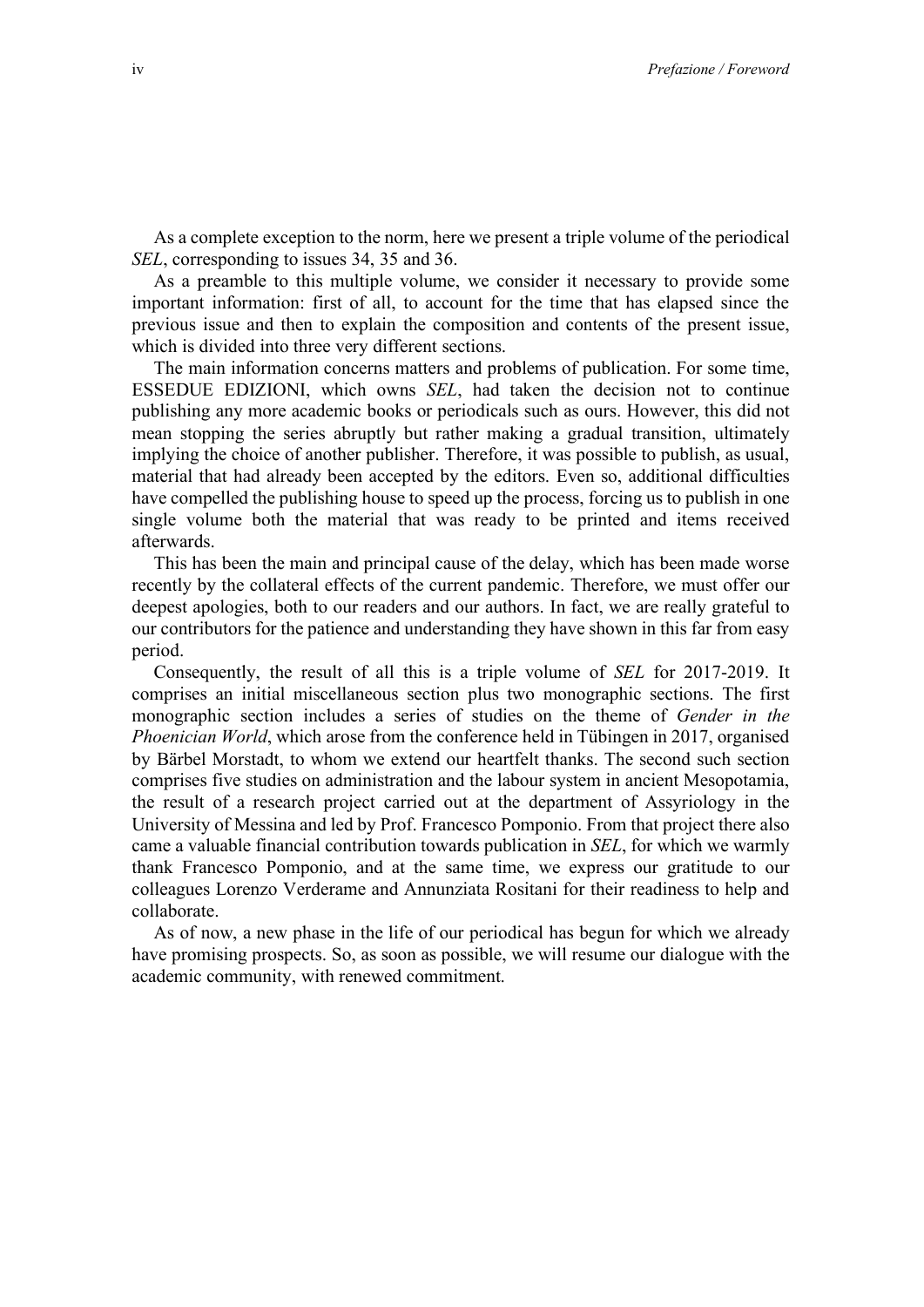As a complete exception to the norm, here we present a triple volume of the periodical *SEL*, corresponding to issues 34, 35 and 36.

As a preamble to this multiple volume, we consider it necessary to provide some important information: first of all, to account for the time that has elapsed since the previous issue and then to explain the composition and contents of the present issue, which is divided into three very different sections.

The main information concerns matters and problems of publication. For some time, ESSEDUE EDIZIONI, which owns *SEL*, had taken the decision not to continue publishing any more academic books or periodicals such as ours. However, this did not mean stopping the series abruptly but rather making a gradual transition, ultimately implying the choice of another publisher. Therefore, it was possible to publish, as usual, material that had already been accepted by the editors. Even so, additional difficulties have compelled the publishing house to speed up the process, forcing us to publish in one single volume both the material that was ready to be printed and items received afterwards.

This has been the main and principal cause of the delay, which has been made worse recently by the collateral effects of the current pandemic. Therefore, we must offer our deepest apologies, both to our readers and our authors. In fact, we are really grateful to our contributors for the patience and understanding they have shown in this far from easy period.

Consequently, the result of all this is a triple volume of *SEL* for 2017-2019. It comprises an initial miscellaneous section plus two monographic sections. The first monographic section includes a series of studies on the theme of *Gender in the Phoenician World*, which arose from the conference held in Tübingen in 2017, organised by Bärbel Morstadt, to whom we extend our heartfelt thanks. The second such section comprises five studies on administration and the labour system in ancient Mesopotamia, the result of a research project carried out at the department of Assyriology in the University of Messina and led by Prof. Francesco Pomponio. From that project there also came a valuable financial contribution towards publication in *SEL*, for which we warmly thank Francesco Pomponio, and at the same time, we express our gratitude to our colleagues Lorenzo Verderame and Annunziata Rositani for their readiness to help and collaborate.

As of now, a new phase in the life of our periodical has begun for which we already have promising prospects. So, as soon as possible, we will resume our dialogue with the academic community, with renewed commitment.